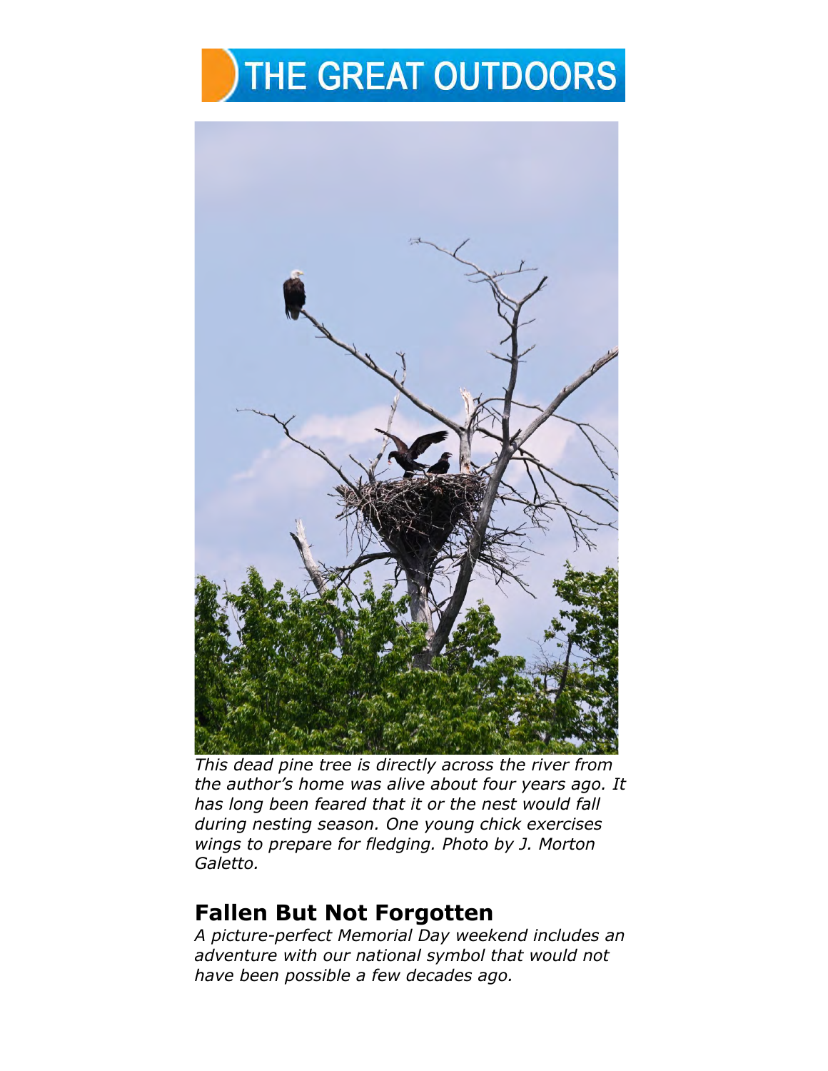# THE GREAT OUTDOORS

*This dead pine tree is directly across the river from the author's home was alive about four years ago. It has long been feared that it or the nest would fall during nesting season. One young chick exercises wings to prepare for fledging. Photo by J. Morton Galetto.*

## Fallen But Not Forgotten

*A picture-perfect Memorial Day weekend includes an adventure with our national symbol that would not have been possible a few decades ago.*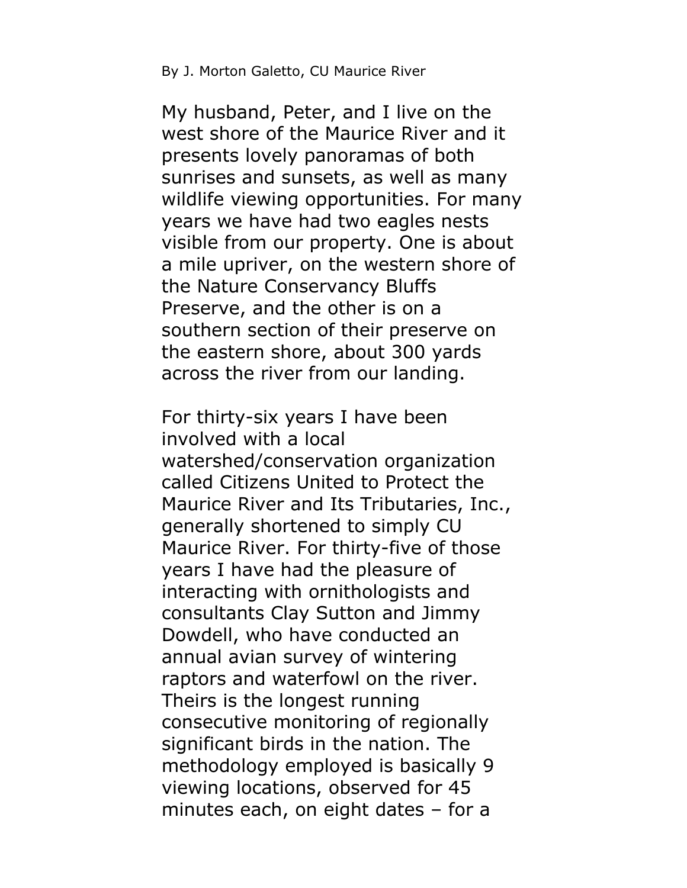By J. Morton Galetto, CU Maurice River

My husband, Peter, and I live on the west shore of the Maurice River and it presents lovely panoramas of both sunrises and sunsets, as well as many wildlife viewing opportunities. For many years we have had two eagles nests visible from our property. One is about a mile upriver, on the western shore of the Nature Conservancy Bluffs Preserve, and the other is on a southern section of their preserve on the eastern shore, about 300 yards across the river from our landing.

For thirty-six years I have been involved with a local watershed/conservation organization called Citizens United to Protect the Maurice River and Its Tributaries, Inc., generally shortened to simply CU Maurice River. For thirty-five of those years I have had the pleasure of interacting with ornithologists and consultants Clay Sutton and Jimmy Dowdell, who have conducted an annual avian survey of wintering raptors and waterfowl on the river. Theirs is the longest running consecutive monitoring of regionally significant birds in the nation. The methodology employed is basically 9 viewing locations, observed for 45 minutes each, on eight dates – for a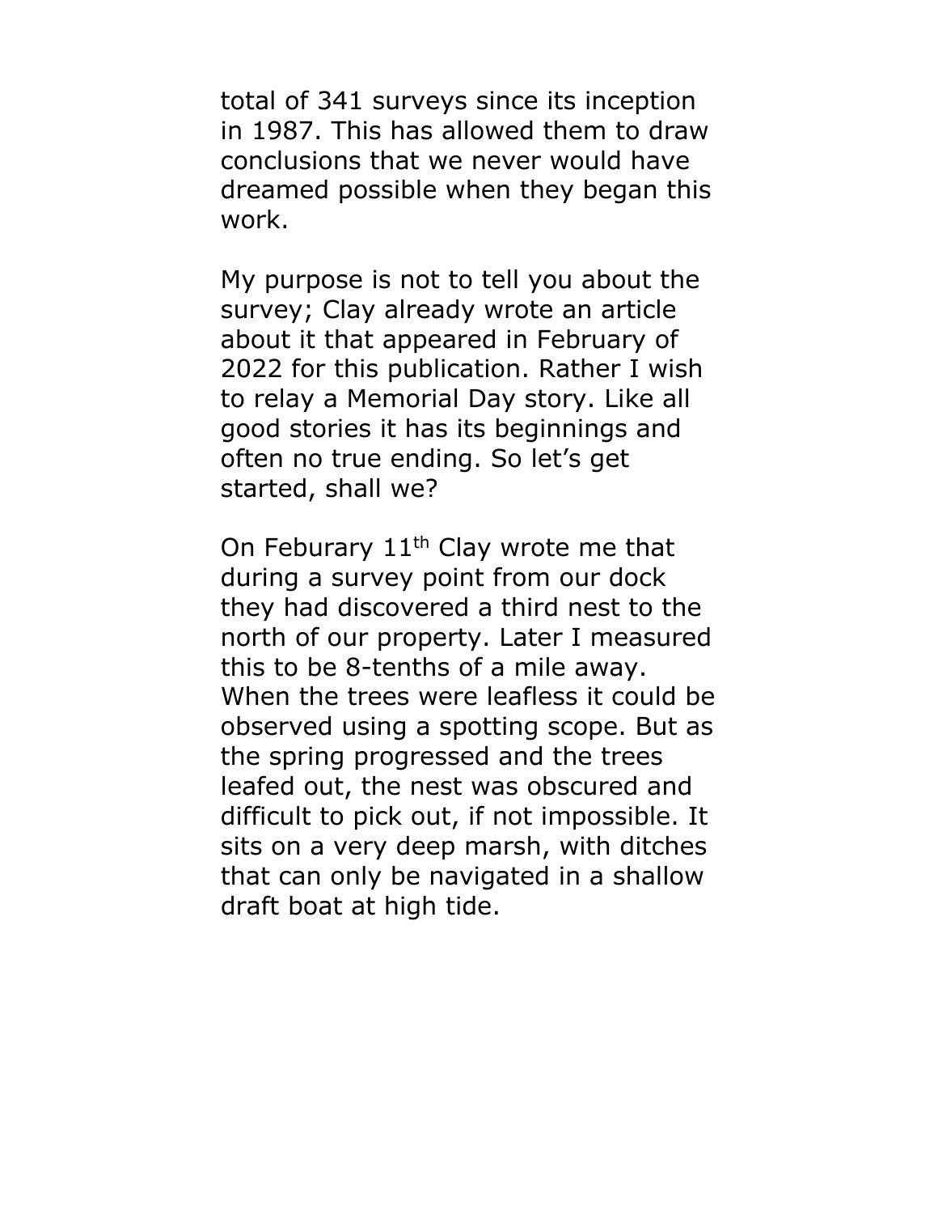total of 341 surveys since its inception in 1987. This has allowed them to draw conclusions that we never would have dreamed possible when they began this work.

My purpose is not to tell you about the survey; Clay already wrote an article about it that appeared in February of 2022 for this publication. Rather I wish to relay a Memorial Day story. Like all good stories it has its beginnings and often no true ending. So let's get started, shall we?

On Feburary 11th Clay wrote me that during a survey point from our dock they had discovered a third nest to the north of our property. Later I measured this to be 8-tenths of a mile away. When the trees were leafless it could be observed using a spotting scope. But as the spring progressed and the trees leafed out, the nest was obscured and difficult to pick out, if not impossible. It sits on a very deep marsh, with ditches that can only be navigated in a shallow draft boat at high tide.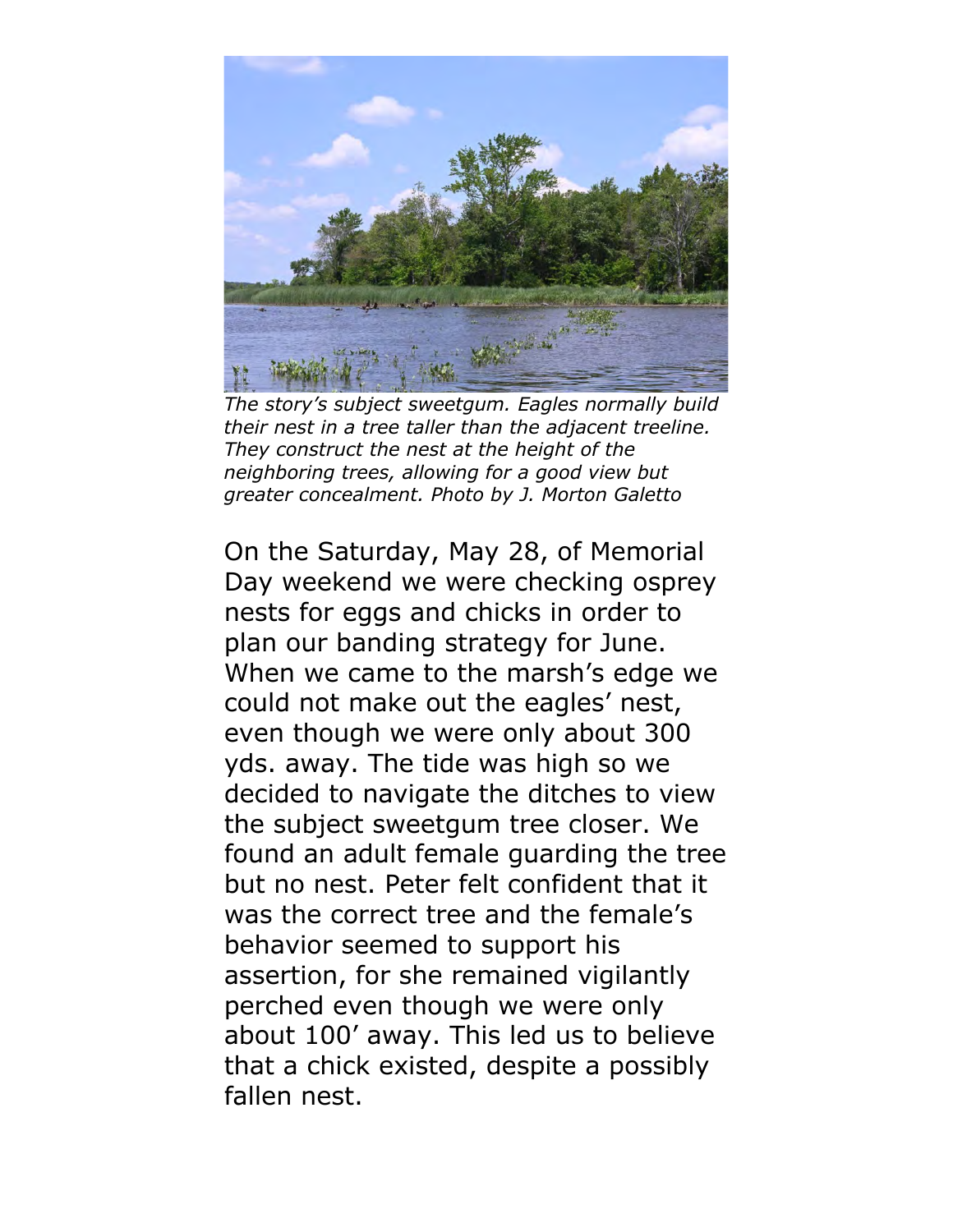*The story's subject sweetgum. Eagles normally build their nest in a tree taller than the adjacent treeline. They construct the nest at the height of the neighboring trees, allowing for a good view but greater concealment. Photo by J. Morton Galetto*

On the Saturday, May 28, of Memorial Day weekend we were checking osprey nests for eggs and chicks in order to plan our banding strategy for June. When we came to the marsh's edge we could not make out the eagles' nest, even though we were only about 300 yds. away. The tide was high so we decided to navigate the ditches to view the subject sweetgum tree closer. We found an adult female guarding the tree but no nest. Peter felt confident that it was the correct tree and the female's behavior seemed to support his assertion, for she remained vigilantly perched even though we were only about 100' away. This led us to believe that a chick existed, despite a possibly fallen nest.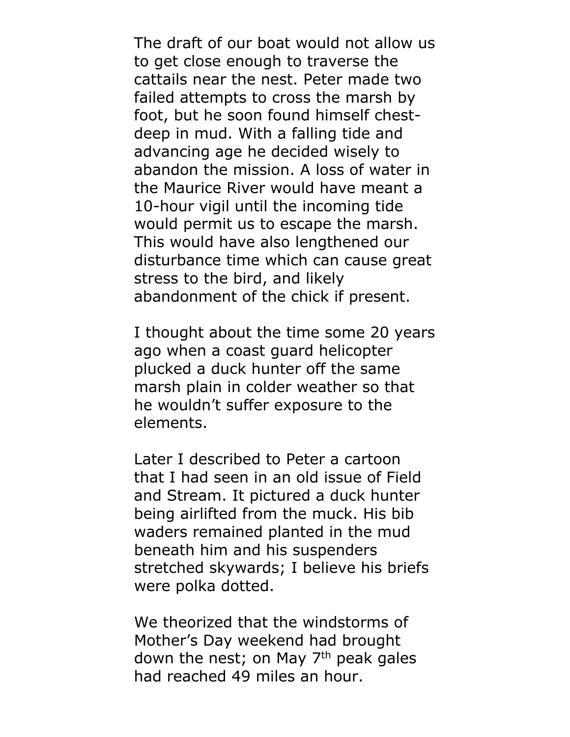The draft of our boat would not allow us to get close enough to traverse the cattails near the nest. Peter made two failed attempts to cross the marsh by foot, but he soon found himself chest-deep in mud. With a falling tide and advancing age he decided wisely to abandon the mission. A loss of water in the Maurice River would have meant a 10-hour vigil until the incoming tide would permit us to escape the marsh. This would have also lengthened our disturbance time which can cause great stress to the bird, and likely abandonment of the chick if present.

I thought about the time some 20 years ago when a coast guard helicopter plucked a duck hunter off the same marsh plain in colder weather so that he wouldn't suffer exposure to the elements.

Later I described to Peter a cartoon that I had seen in an old issue of Field and Stream. It pictured a duck hunter being airlifted from the muck. His bib waders remained planted in the mud beneath him and his suspenders stretched skywards; I believe his briefs were polka dotted.

We theorized that the windstorms of Mother's Day weekend had brought down the nest; on May 7th peak gales had reached 49 miles an hour.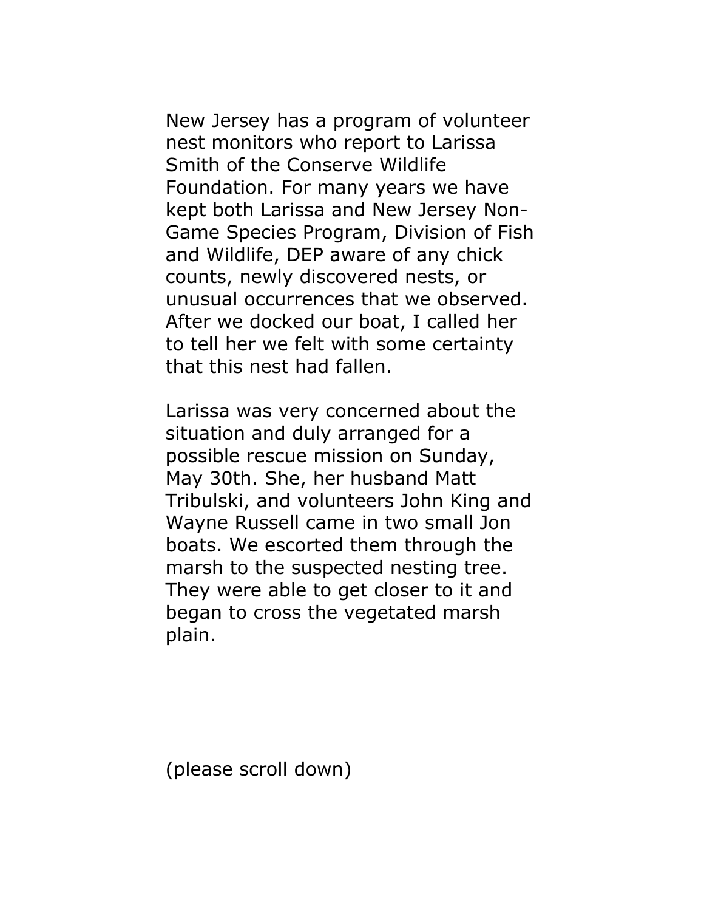New Jersey has a program of volunteer nest monitors who report to Larissa Smith of the Conserve Wildlife Foundation. For many years we have kept both Larissa and New Jersey Non-Game Species Program, Division of Fish and Wildlife, DEP aware of any chick counts, newly discovered nests, or unusual occurrences that we observed. After we docked our boat, I called her to tell her we felt with some certainty that this nest had fallen.

Larissa was very concerned about the situation and duly arranged for a possible rescue mission on Sunday, May 30th. She, her husband Matt Tribulski, and volunteers John King and Wayne Russell came in two small Jon boats. We escorted them through the marsh to the suspected nesting tree. They were able to get closer to it and began to cross the vegetated marsh plain.

(please scroll down)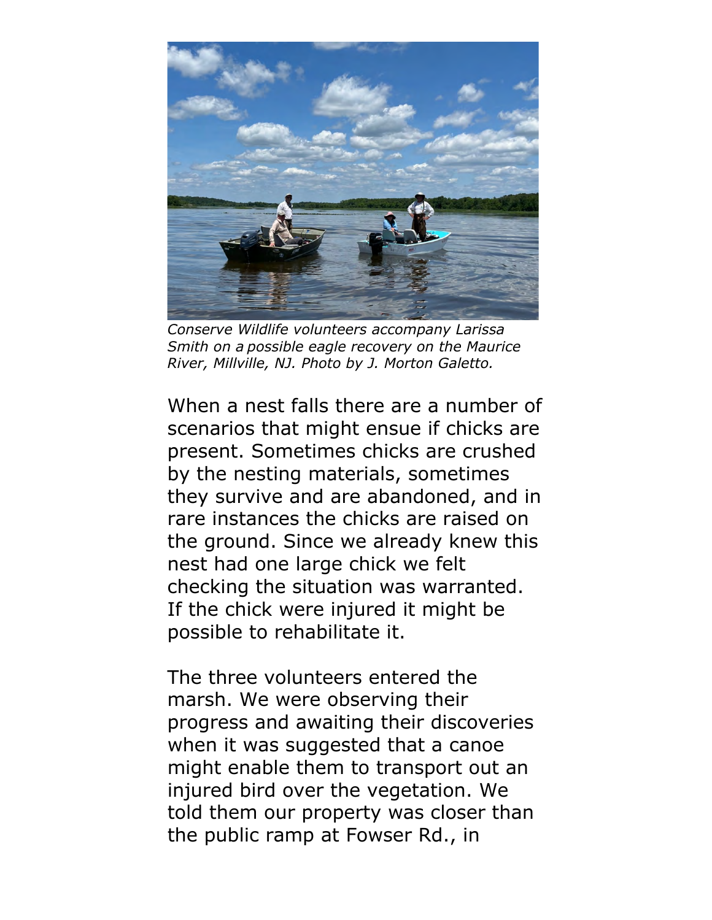*Conserve Wildlife volunteers accompany Larissa Smith on a possible eagle recovery on the Maurice River, Millville, NJ. Photo by J. Morton Galetto.*

When a nest falls there are a number of scenarios that might ensue if chicks are present. Sometimes chicks are crushed by the nesting materials, sometimes they survive and are abandoned, and in rare instances the chicks are raised on the ground. Since we already knew this nest had one large chick we felt checking the situation was warranted. If the chick were injured it might be possible to rehabilitate it.

The three volunteers entered the marsh. We were observing their progress and awaiting their discoveries when it was suggested that a canoe might enable them to transport out an injured bird over the vegetation. We told them our property was closer than the public ramp at Fowser Rd., in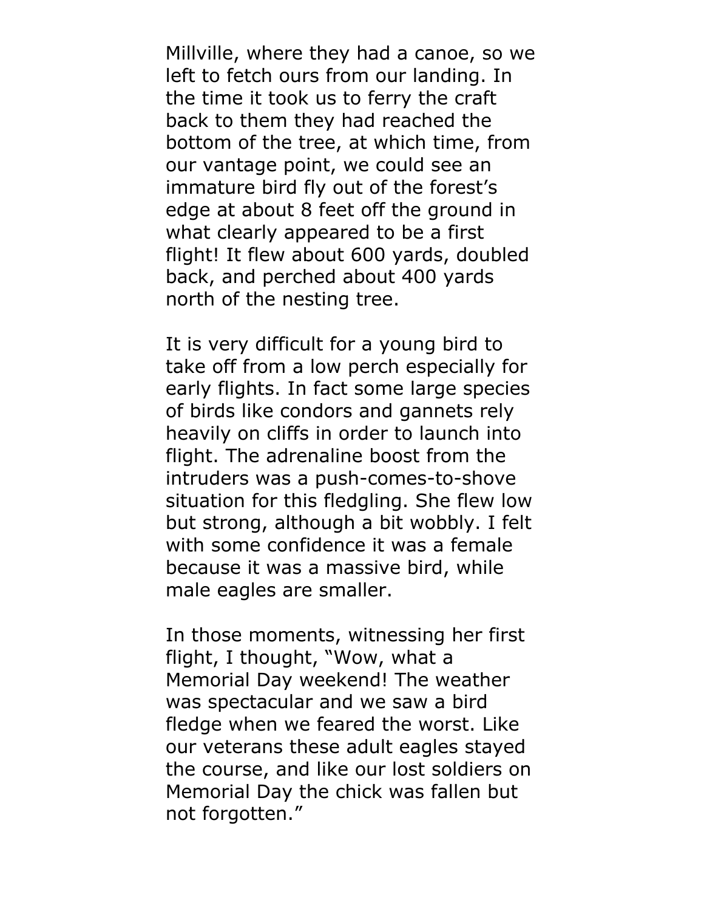Millville, where they had a canoe, so we left to fetch ours from our landing. In the time it took us to ferry the craft back to them they had reached the bottom of the tree, at which time, from our vantage point, we could see an immature bird fly out of the forest's edge at about 8 feet off the ground in what clearly appeared to be a first flight! It flew about 600 yards, doubled back, and perched about 400 yards north of the nesting tree.

It is very difficult for a young bird to take off from a low perch especially for early flights. In fact some large species of birds like condors and gannets rely heavily on cliffs in order to launch into flight. The adrenaline boost from the intruders was a push-comes-to-shove situation for this fledgling. She flew low but strong, although a bit wobbly. I felt with some confidence it was a female because it was a massive bird, while male eagles are smaller.

In those moments, witnessing her first flight, I thought, "Wow, what a Memorial Day weekend! The weather was spectacular and we saw a bird fledge when we feared the worst. Like our veterans these adult eagles stayed the course, and like our lost soldiers on Memorial Day the chick was fallen but not forgotten."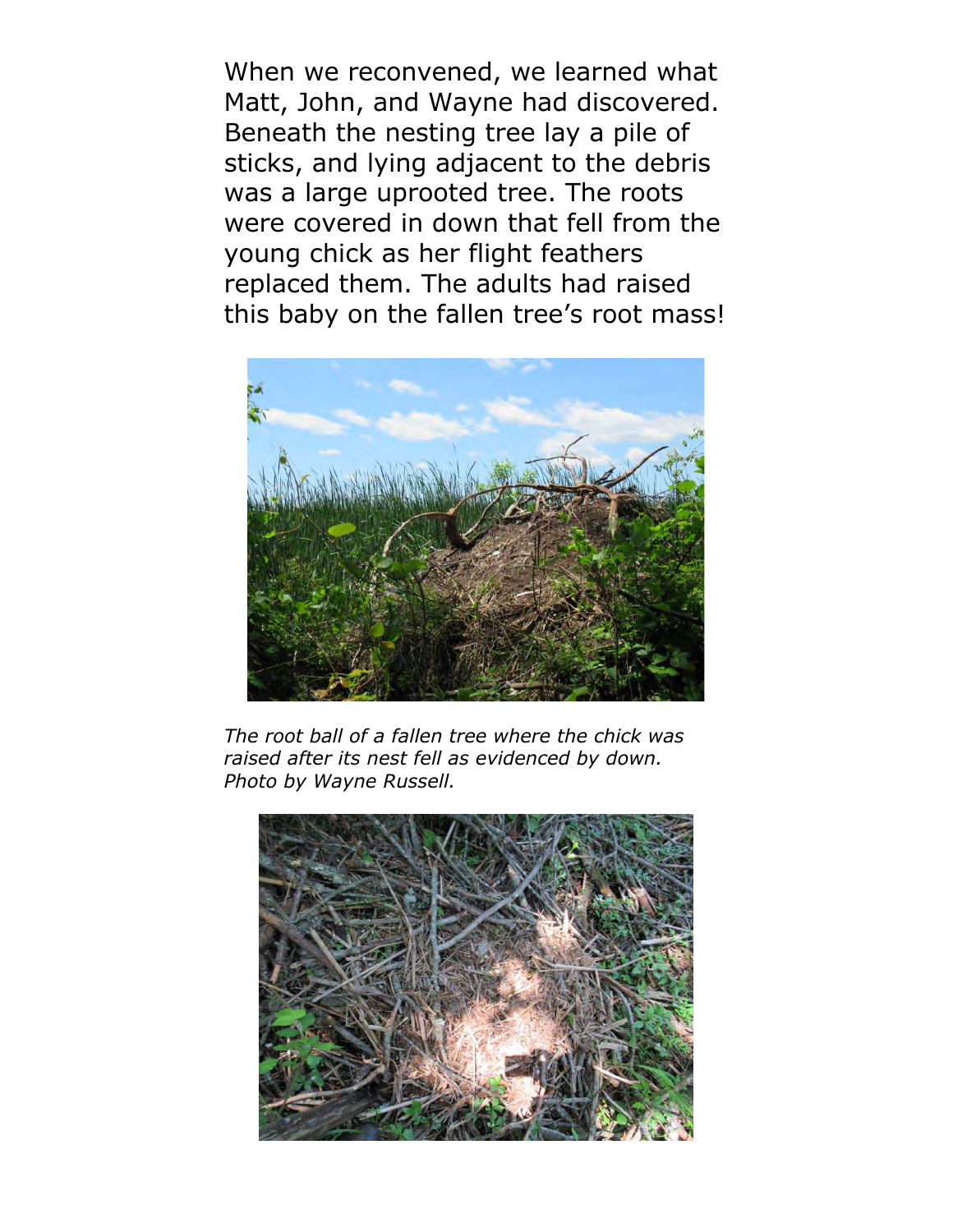When we reconvened, we learned what Matt, John, and Wayne had discovered. Beneath the nesting tree lay a pile of sticks, and lying adjacent to the debris was a large uprooted tree. The roots were covered in down that fell from the young chick as her flight feathers replaced them. The adults had raised this baby on the fallen tree's root mass!

*The root ball of a fallen tree where the chick was raised after its nest fell as evidenced by down. Photo by Wayne Russell.*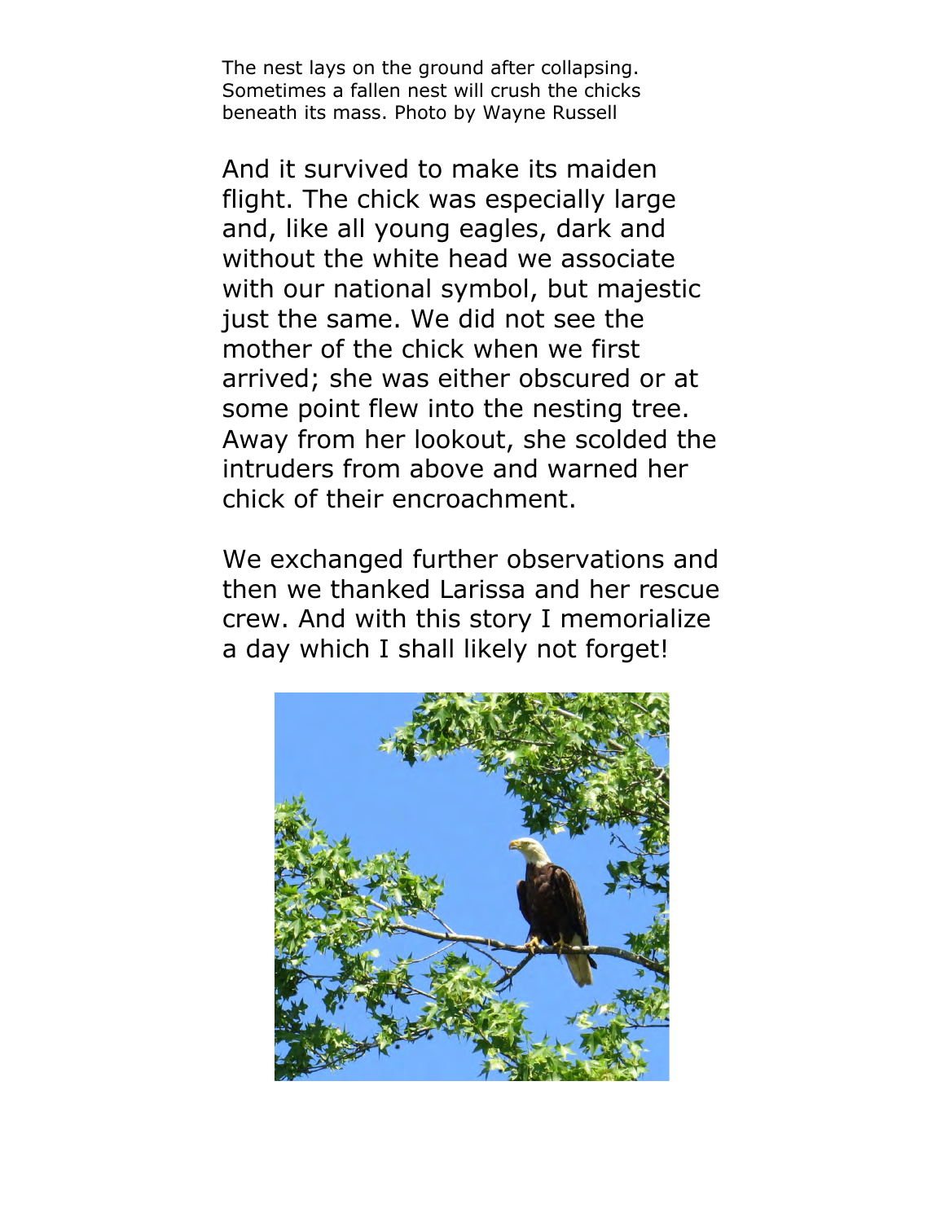The nest lays on the ground after collapsing. Sometimes a fallen nest will crush the chicks beneath its mass. Photo by Wayne Russell

And it survived to make its maiden flight. The chick was especially large and, like all young eagles, dark and without the white head we associate with our national symbol, but majestic just the same. We did not see the mother of the chick when we first arrived; she was either obscured or at some point flew into the nesting tree. Away from her lookout, she scolded the intruders from above and warned her chick of their encroachment.

We exchanged further observations and then we thanked Larissa and her rescue crew. And with this story I memorialize a day which I shall likely not forget!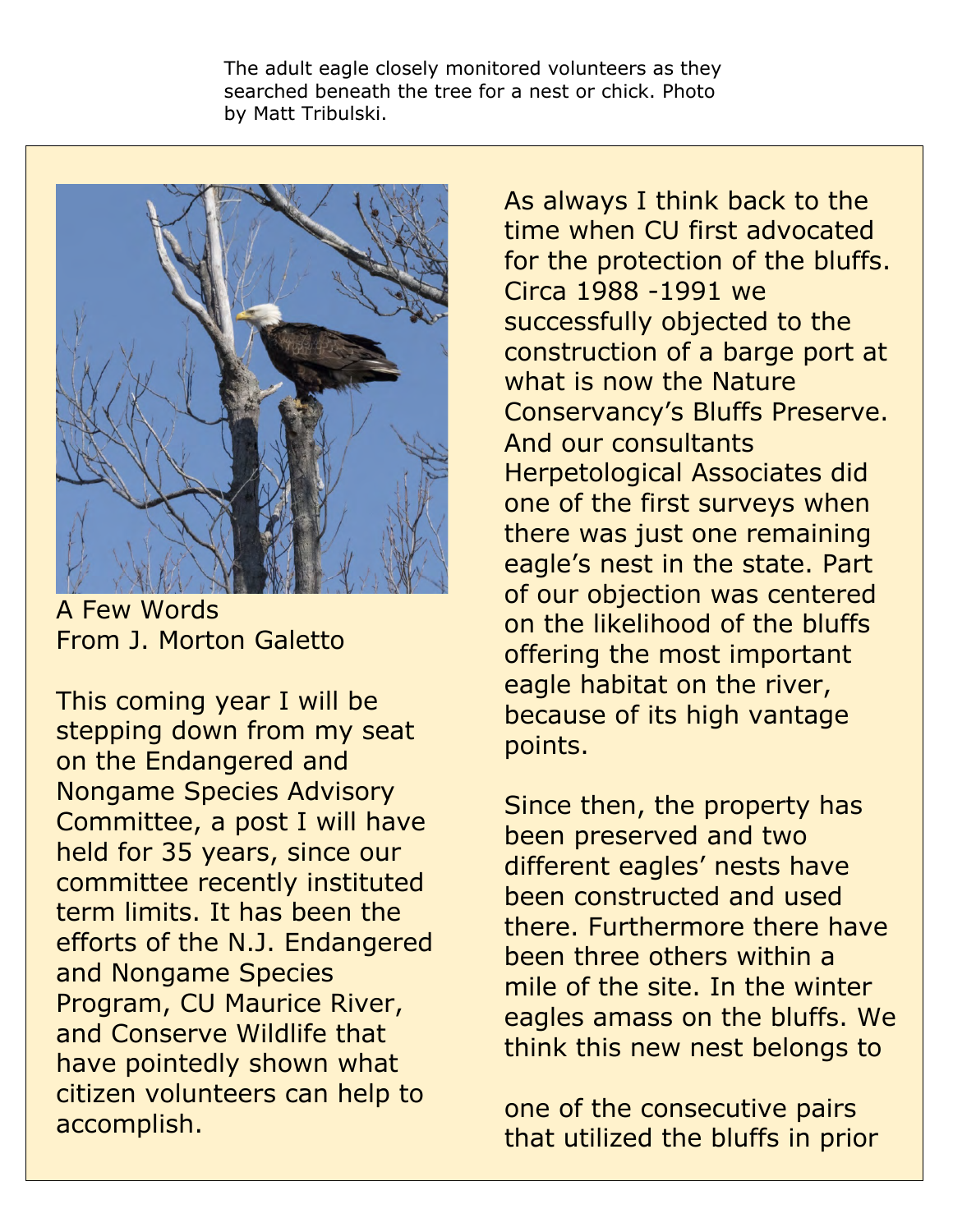The adult eagle closely monitored volunteers as they searched beneath the tree for a nest or chick. Photo by Matt Tribulski.

A Few Words
From J. Morton Galetto

This coming year I will be stepping down from my seat on the Endangered and Nongame Species Advisory Committee, a post I will have held for 35 years, since our committee recently instituted term limits. It has been the efforts of the N.J. Endangered and Nongame Species Program, CU Maurice River, and Conserve Wildlife that have pointedly shown what citizen volunteers can help to accomplish.

As always I think back to the time when CU first advocated for the protection of the bluffs. Circa 1988 -1991 we successfully objected to the construction of a barge port at what is now the Nature Conservancy's Bluffs Preserve. And our consultants Herpetological Associates did one of the first surveys when there was just one remaining eagle's nest in the state. Part of our objection was centered on the likelihood of the bluffs offering the most important eagle habitat on the river, because of its high vantage points.

Since then, the property has been preserved and two different eagles' nests have been constructed and used there. Furthermore there have been three others within a mile of the site. In the winter eagles amass on the bluffs. We think this new nest belongs to one of the consecutive pairs that utilized the bluffs in prior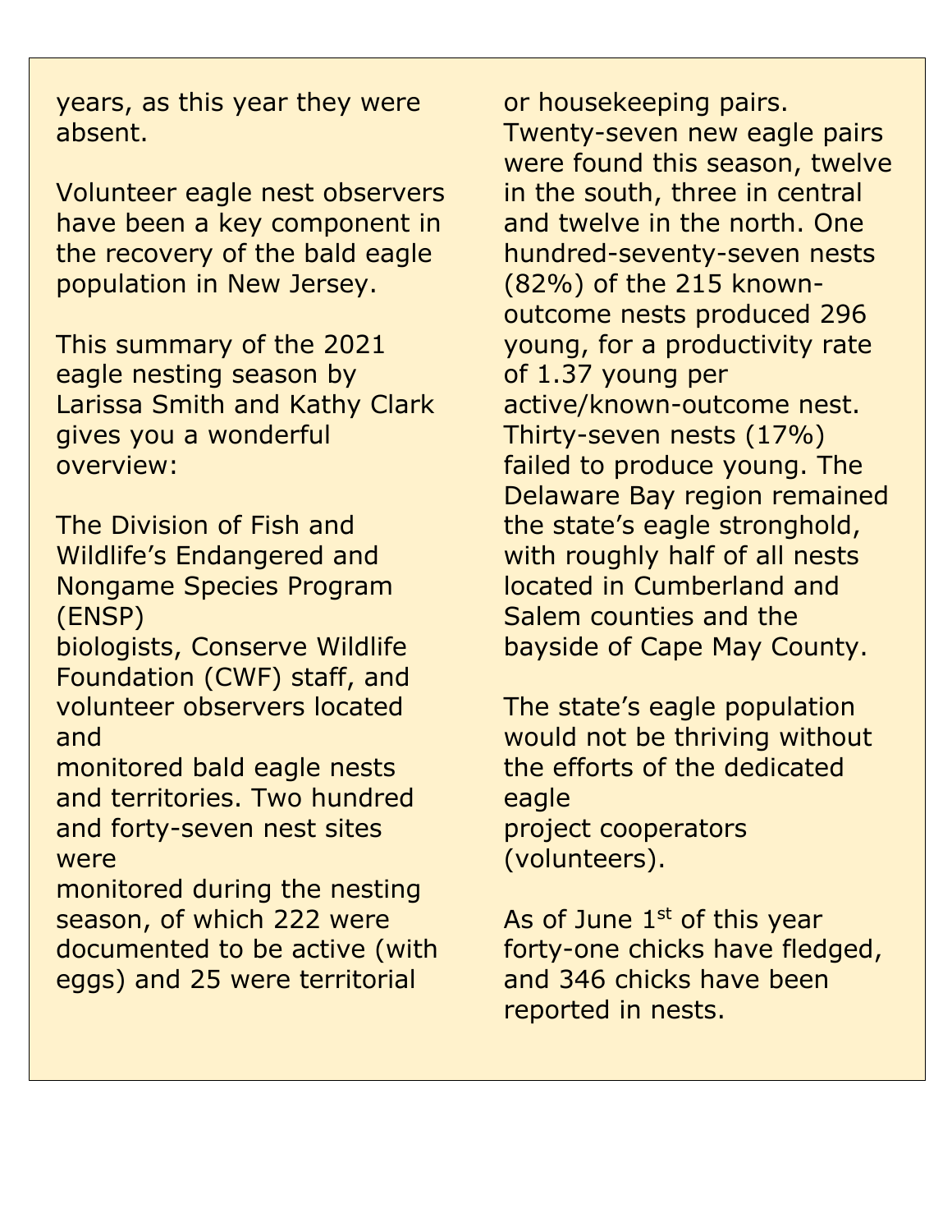years, as this year they were absent.

Volunteer eagle nest observers have been a key component in the recovery of the bald eagle population in New Jersey.

This summary of the 2021 eagle nesting season by Larissa Smith and Kathy Clark gives you a wonderful overview:

The Division of Fish and Wildlife's Endangered and Nongame Species Program (ENSP) biologists, Conserve Wildlife Foundation (CWF) staff, and volunteer observers located and monitored bald eagle nests and territories. Two hundred and forty-seven nest sites were monitored during the nesting season, of which 222 were documented to be active (with eggs) and 25 were territorial or housekeeping pairs. Twenty-seven new eagle pairs were found this season, twelve in the south, three in central and twelve in the north. One hundred-seventy-seven nests (82%) of the 215 known-outcome nests produced 296 young, for a productivity rate of 1.37 young per active/known-outcome nest. Thirty-seven nests (17%) failed to produce young. The Delaware Bay region remained the state's eagle stronghold, with roughly half of all nests located in Cumberland and Salem counties and the bayside of Cape May County.

The state's eagle population would not be thriving without the efforts of the dedicated eagle project cooperators (volunteers).

As of June 1st of this year forty-one chicks have fledged, and 346 chicks have been reported in nests.